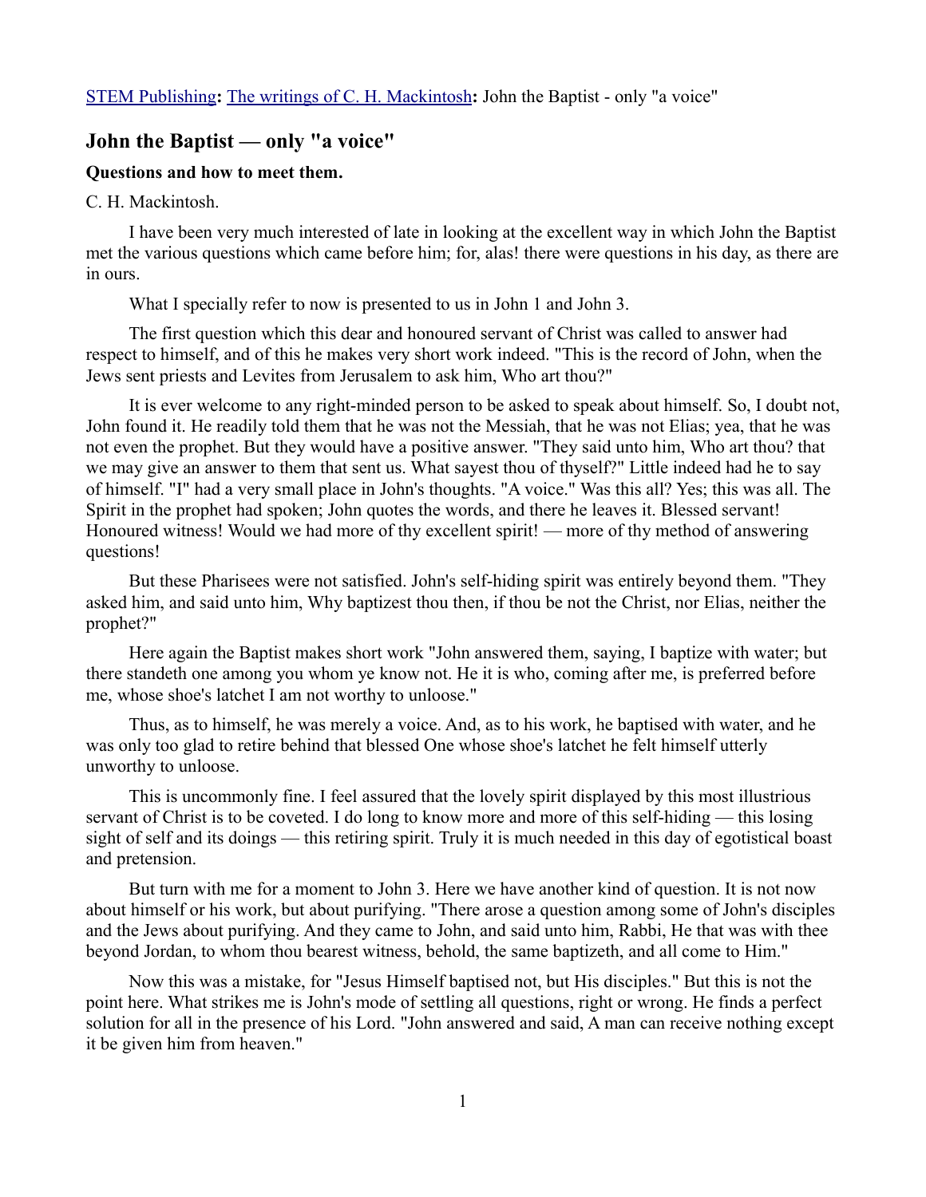STEM Publishing**:** The writings of C. H. Mackintosh**:** John the Baptist - only "a voice"

## John the Baptist — only "a voice"

### Questions and how to meet them.

C. H. Mackintosh.

I have been very much interested of late in looking at the excellent way in which John the Baptist met the various questions which came before him; for, alas! there were questions in his day, as there are in ours.

What I specially refer to now is presented to us in John 1 and John 3.

The first question which this dear and honoured servant of Christ was called to answer had respect to himself, and of this he makes very short work indeed. "This is the record of John, when the Jews sent priests and Levites from Jerusalem to ask him, Who art thou?"

It is ever welcome to any right-minded person to be asked to speak about himself. So, I doubt not, John found it. He readily told them that he was not the Messiah, that he was not Elias; yea, that he was not even the prophet. But they would have a positive answer. "They said unto him, Who art thou? that we may give an answer to them that sent us. What sayest thou of thyself?" Little indeed had he to say of himself. "I" had a very small place in John's thoughts. "A voice." Was this all? Yes; this was all. The Spirit in the prophet had spoken; John quotes the words, and there he leaves it. Blessed servant! Honoured witness! Would we had more of thy excellent spirit! — more of thy method of answering questions!

But these Pharisees were not satisfied. John's self-hiding spirit was entirely beyond them. "They asked him, and said unto him, Why baptizest thou then, if thou be not the Christ, nor Elias, neither the prophet?"

Here again the Baptist makes short work "John answered them, saying, I baptize with water; but there standeth one among you whom ye know not. He it is who, coming after me, is preferred before me, whose shoe's latchet I am not worthy to unloose."

Thus, as to himself, he was merely a voice. And, as to his work, he baptised with water, and he was only too glad to retire behind that blessed One whose shoe's latchet he felt himself utterly unworthy to unloose.

This is uncommonly fine. I feel assured that the lovely spirit displayed by this most illustrious servant of Christ is to be coveted. I do long to know more and more of this self-hiding — this losing sight of self and its doings — this retiring spirit. Truly it is much needed in this day of egotistical boast and pretension.

But turn with me for a moment to John 3. Here we have another kind of question. It is not now about himself or his work, but about purifying. "There arose a question among some of John's disciples and the Jews about purifying. And they came to John, and said unto him, Rabbi, He that was with thee beyond Jordan, to whom thou bearest witness, behold, the same baptizeth, and all come to Him."

Now this was a mistake, for "Jesus Himself baptised not, but His disciples." But this is not the point here. What strikes me is John's mode of settling all questions, right or wrong. He finds a perfect solution for all in the presence of his Lord. "John answered and said, A man can receive nothing except it be given him from heaven."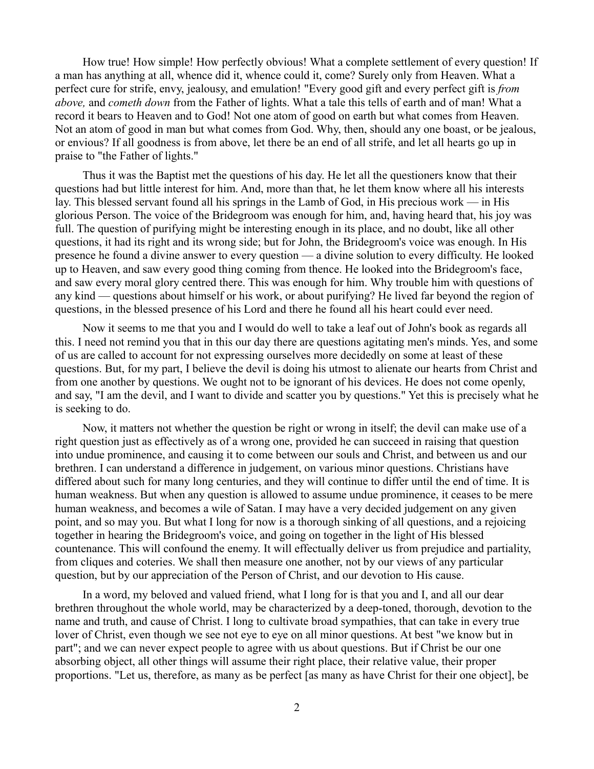How true! How simple! How perfectly obvious! What a complete settlement of every question! If a man has anything at all, whence did it, whence could it, come? Surely only from Heaven. What a perfect cure for strife, envy, jealousy, and emulation! "Every good gift and every perfect gift is *from above,* and *cometh down* from the Father of lights. What a tale this tells of earth and of man! What a record it bears to Heaven and to God! Not one atom of good on earth but what comes from Heaven. Not an atom of good in man but what comes from God. Why, then, should any one boast, or be jealous, or envious? If all goodness is from above, let there be an end of all strife, and let all hearts go up in praise to "the Father of lights."

Thus it was the Baptist met the questions of his day. He let all the questioners know that their questions had but little interest for him. And, more than that, he let them know where all his interests lay. This blessed servant found all his springs in the Lamb of God, in His precious work — in His glorious Person. The voice of the Bridegroom was enough for him, and, having heard that, his joy was full. The question of purifying might be interesting enough in its place, and no doubt, like all other questions, it had its right and its wrong side; but for John, the Bridegroom's voice was enough. In His presence he found a divine answer to every question — a divine solution to every difficulty. He looked up to Heaven, and saw every good thing coming from thence. He looked into the Bridegroom's face, and saw every moral glory centred there. This was enough for him. Why trouble him with questions of any kind — questions about himself or his work, or about purifying? He lived far beyond the region of questions, in the blessed presence of his Lord and there he found all his heart could ever need.

Now it seems to me that you and I would do well to take a leaf out of John's book as regards all this. I need not remind you that in this our day there are questions agitating men's minds. Yes, and some of us are called to account for not expressing ourselves more decidedly on some at least of these questions. But, for my part, I believe the devil is doing his utmost to alienate our hearts from Christ and from one another by questions. We ought not to be ignorant of his devices. He does not come openly, and say, "I am the devil, and I want to divide and scatter you by questions." Yet this is precisely what he is seeking to do.

Now, it matters not whether the question be right or wrong in itself; the devil can make use of a right question just as effectively as of a wrong one, provided he can succeed in raising that question into undue prominence, and causing it to come between our souls and Christ, and between us and our brethren. I can understand a difference in judgement, on various minor questions. Christians have differed about such for many long centuries, and they will continue to differ until the end of time. It is human weakness. But when any question is allowed to assume undue prominence, it ceases to be mere human weakness, and becomes a wile of Satan. I may have a very decided judgement on any given point, and so may you. But what I long for now is a thorough sinking of all questions, and a rejoicing together in hearing the Bridegroom's voice, and going on together in the light of His blessed countenance. This will confound the enemy. It will effectually deliver us from prejudice and partiality, from cliques and coteries. We shall then measure one another, not by our views of any particular question, but by our appreciation of the Person of Christ, and our devotion to His cause.

In a word, my beloved and valued friend, what I long for is that you and I, and all our dear brethren throughout the whole world, may be characterized by a deep-toned, thorough, devotion to the name and truth, and cause of Christ. I long to cultivate broad sympathies, that can take in every true lover of Christ, even though we see not eye to eye on all minor questions. At best "we know but in part"; and we can never expect people to agree with us about questions. But if Christ be our one absorbing object, all other things will assume their right place, their relative value, their proper proportions. "Let us, therefore, as many as be perfect [as many as have Christ for their one object], be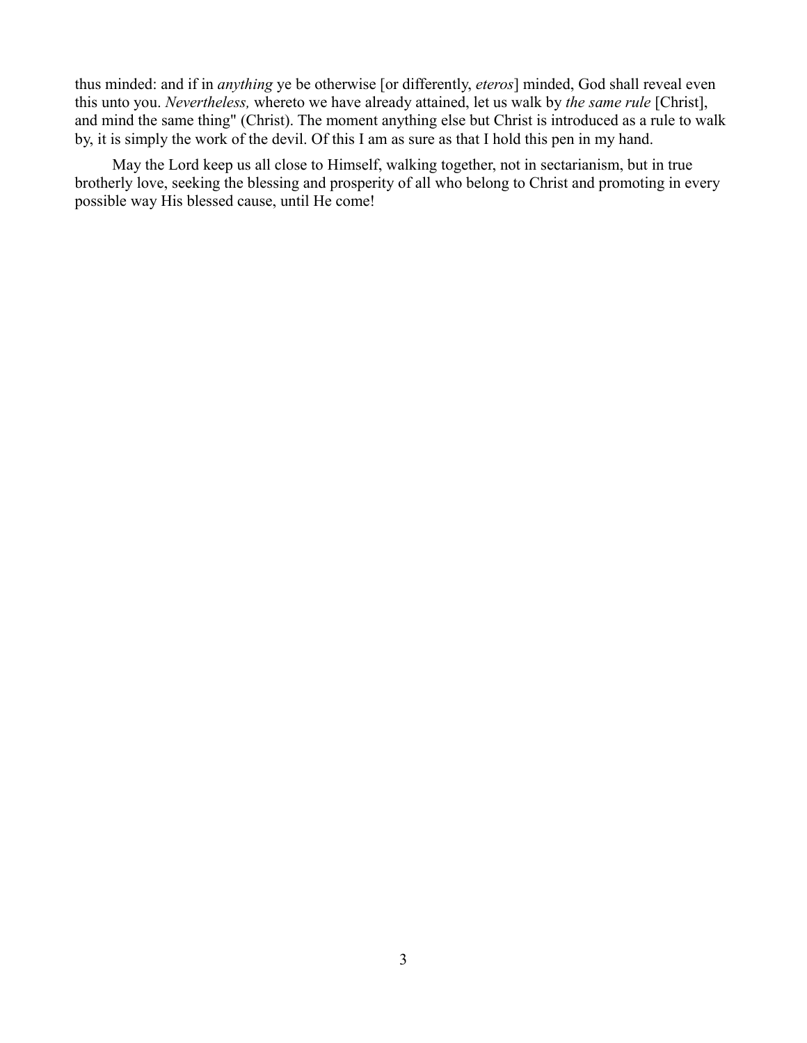thus minded: and if in *anything* ye be otherwise [or differently, *eteros*] minded, God shall reveal even this unto you. *Nevertheless,* whereto we have already attained, let us walk by *the same rule* [Christ], and mind the same thing" (Christ). The moment anything else but Christ is introduced as a rule to walk by, it is simply the work of the devil. Of this I am as sure as that I hold this pen in my hand.

May the Lord keep us all close to Himself, walking together, not in sectarianism, but in true brotherly love, seeking the blessing and prosperity of all who belong to Christ and promoting in every possible way His blessed cause, until He come!